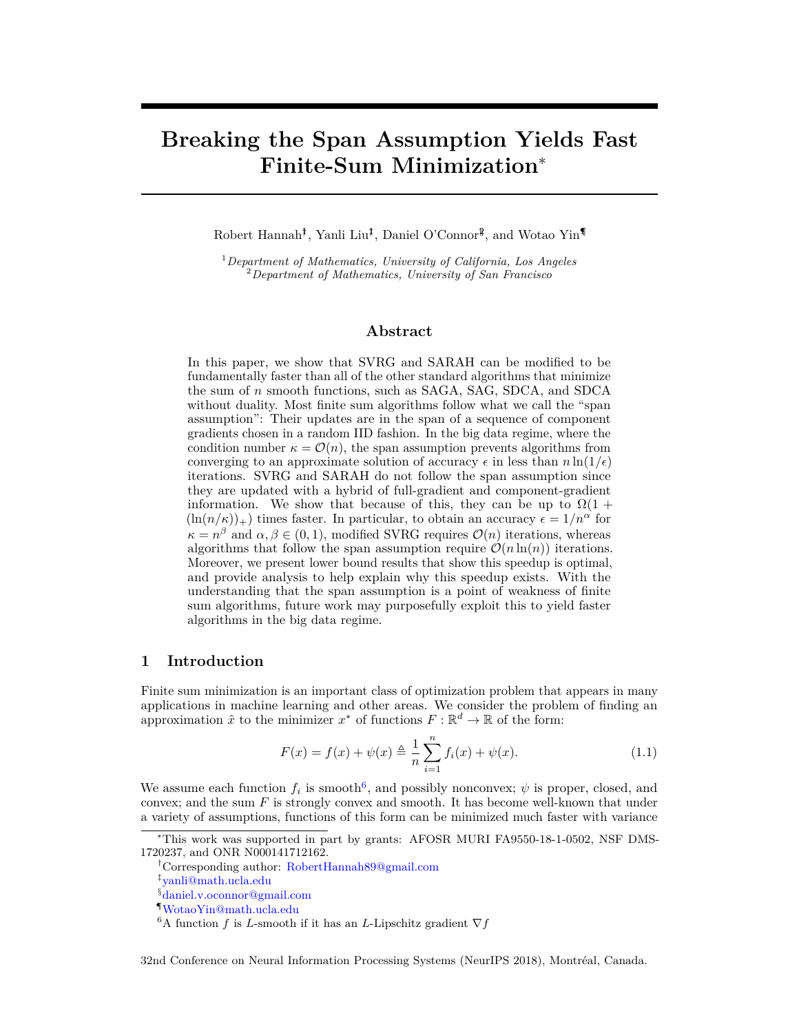# Breaking the Span Assumption Yields Fast Finite-Sum Minimization*

Robert Hannah[†], Yanli Liu[‡], Daniel O'Connor[§], and Wotao Yin[¶]

[1] *Department of Mathematics, University of California, Los Angeles*
[2] *Department of Mathematics, University of San Francisco*

## Abstract

In this paper, we show that SVRG and SARAH can be modified to be fundamentally faster than all of the other standard algorithms that minimize the sum of $n$ smooth functions, such as SAGA, SAG, SDCA, and SDCA without duality. Most finite sum algorithms follow what we call the "span assumption": Their updates are in the span of a sequence of component gradients chosen in a random IID fashion. In the big data regime, where the condition number $\kappa = \mathcal{O}(n)$, the span assumption prevents algorithms from converging to an approximate solution of accuracy $\epsilon$ in less than $n \ln(1/\epsilon)$ iterations. SVRG and SARAH do not follow the span assumption since they are updated with a hybrid of full-gradient and component-gradient information. We show that because of this, they can be up to $\Omega(1 + (\ln(n/\kappa))_+)$ times faster. In particular, to obtain an accuracy $\epsilon = 1/n^\alpha$ for $\kappa = n^\beta$ and $\alpha, \beta \in (0, 1)$, modified SVRG requires $\mathcal{O}(n)$ iterations, whereas algorithms that follow the span assumption require $\mathcal{O}(n \ln(n))$ iterations. Moreover, we present lower bound results that show this speedup is optimal, and provide analysis to help explain why this speedup exists. With the understanding that the span assumption is a point of weakness of finite sum algorithms, future work may purposefully exploit this to yield faster algorithms in the big data regime.

## 1 Introduction

Finite sum minimization is an important class of optimization problem that appears in many applications in machine learning and other areas. We consider the problem of finding an approximation $\hat{x}$ to the minimizer $x^*$ of functions $F : \mathbb{R}^d \to \mathbb{R}$ of the form:

$$F(x) = f(x) + \psi(x) \triangleq \frac{1}{n} \sum_{i=1}^{n} f_i(x) + \psi(x). \tag{1.1}$$

We assume each function $f_i$ is smooth[6], and possibly nonconvex; $\psi$ is proper, closed, and convex; and the sum $F$ is strongly convex and smooth. It has become well-known that under a variety of assumptions, functions of this form can be minimized much faster with variance

---

*This work was supported in part by grants: AFOSR MURI FA9550-18-1-0502, NSF DMS-1720237, and ONR N000141712162.

[†]Corresponding author: RobertHannah89@gmail.com

[‡]yanli@math.ucla.edu

[§]daniel.v.oconnor@gmail.com

[¶]WotaoYin@math.ucla.edu

[6]A function $f$ is $L$-smooth if it has an $L$-Lipschitz gradient $\nabla f$

32nd Conference on Neural Information Processing Systems (NeurIPS 2018), Montréal, Canada.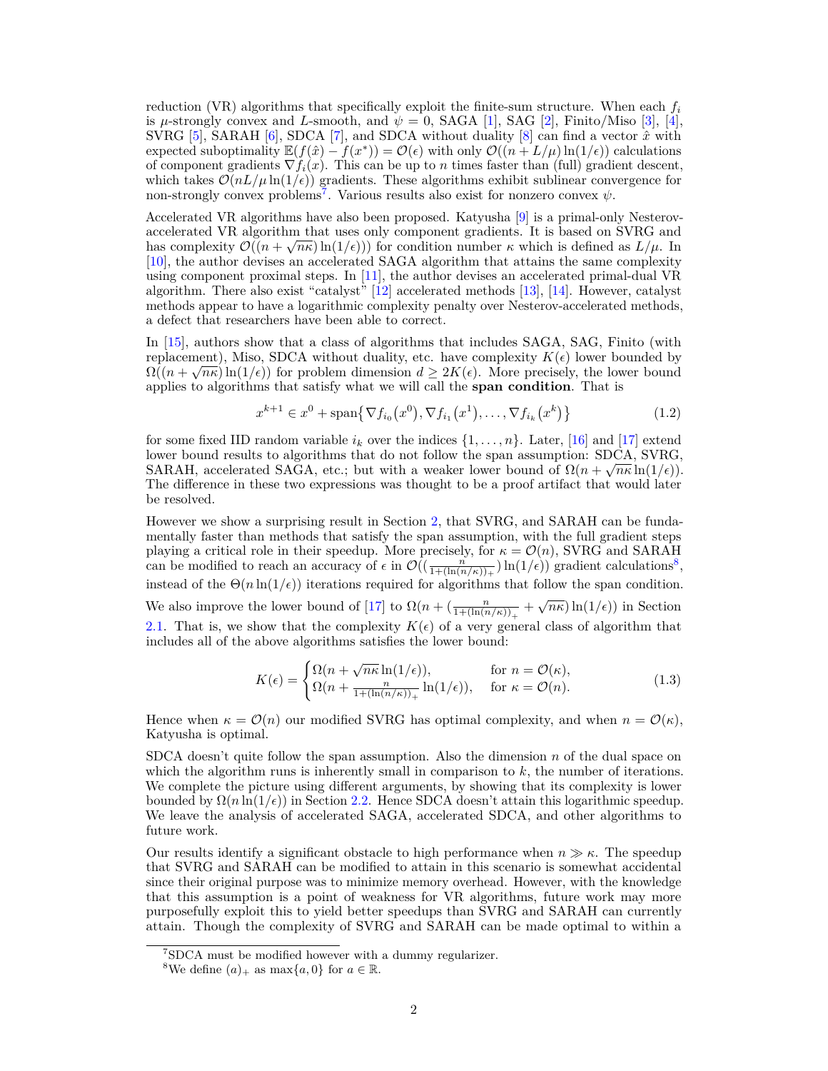reduction (VR) algorithms that specifically exploit the finite-sum structure. When each $f_i$ is $\mu$-strongly convex and $L$-smooth, and $\psi = 0$, SAGA [1], SAG [2], Finito/Miso [3], [4], SVRG [5], SARAH [6], SDCA [7], and SDCA without duality [8] can find a vector $\hat{x}$ with expected suboptimality $\mathbb{E}(f(\hat{x}) - f(x^*)) = \mathcal{O}(\epsilon)$ with only $\mathcal{O}((n + L/\mu)\ln(1/\epsilon))$ calculations of component gradients $\nabla f_i(x)$. This can be up to $n$ times faster than (full) gradient descent, which takes $\mathcal{O}(nL/\mu \ln(1/\epsilon))$ gradients. These algorithms exhibit sublinear convergence for non-strongly convex problems[7]. Various results also exist for nonzero convex $\psi$.

Accelerated VR algorithms have also been proposed. Katyusha [9] is a primal-only Nesterov-accelerated VR algorithm that uses only component gradients. It is based on SVRG and has complexity $\mathcal{O}((n + \sqrt{n\kappa})\ln(1/\epsilon)))$ for condition number $\kappa$ which is defined as $L/\mu$. In [10], the author devises an accelerated SAGA algorithm that attains the same complexity using component proximal steps. In [11], the author devises an accelerated primal-dual VR algorithm. There also exist "catalyst" [12] accelerated methods [13], [14]. However, catalyst methods appear to have a logarithmic complexity penalty over Nesterov-accelerated methods, a defect that researchers have been able to correct.

In [15], authors show that a class of algorithms that includes SAGA, SAG, Finito (with replacement), Miso, SDCA without duality, etc. have complexity $K(\epsilon)$ lower bounded by $\Omega((n + \sqrt{n\kappa})\ln(1/\epsilon))$ for problem dimension $d \geq 2K(\epsilon)$. More precisely, the lower bound applies to algorithms that satisfy what we will call the **span condition**. That is

$$x^{k+1} \in x^0 + \operatorname{span}\{\nabla f_{i_0}(x^0), \nabla f_{i_1}(x^1), \ldots, \nabla f_{i_k}(x^k)\} \tag{1.2}$$

for some fixed IID random variable $i_k$ over the indices $\{1, \ldots, n\}$. Later, [16] and [17] extend lower bound results to algorithms that do not follow the span assumption: SDCA, SVRG, SARAH, accelerated SAGA, etc.; but with a weaker lower bound of $\Omega(n + \sqrt{n\kappa}\ln(1/\epsilon))$. The difference in these two expressions was thought to be a proof artifact that would later be resolved.

However we show a surprising result in Section 2, that SVRG, and SARAH can be fundamentally faster than methods that satisfy the span assumption, with the full gradient steps playing a critical role in their speedup. More precisely, for $\kappa = \mathcal{O}(n)$, SVRG and SARAH can be modified to reach an accuracy of $\epsilon$ in $\mathcal{O}((\frac{n}{1+(\ln(n/\kappa))_+})\ln(1/\epsilon))$ gradient calculations[8], instead of the $\Theta(n\ln(1/\epsilon))$ iterations required for algorithms that follow the span condition. We also improve the lower bound of [17] to $\Omega(n + (\frac{n}{1+(\ln(n/\kappa))_+} + \sqrt{n\kappa})\ln(1/\epsilon))$ in Section 2.1. That is, we show that the complexity $K(\epsilon)$ of a very general class of algorithm that includes all of the above algorithms satisfies the lower bound:

$$K(\epsilon) = \begin{cases} \Omega(n + \sqrt{n\kappa}\ln(1/\epsilon)), & \text{for } n = \mathcal{O}(\kappa), \\ \Omega(n + \frac{n}{1+(\ln(n/\kappa))_+}\ln(1/\epsilon)), & \text{for } \kappa = \mathcal{O}(n). \end{cases} \tag{1.3}$$

Hence when $\kappa = \mathcal{O}(n)$ our modified SVRG has optimal complexity, and when $n = \mathcal{O}(\kappa)$, Katyusha is optimal.

SDCA doesn't quite follow the span assumption. Also the dimension $n$ of the dual space on which the algorithm runs is inherently small in comparison to $k$, the number of iterations. We complete the picture using different arguments, by showing that its complexity is lower bounded by $\Omega(n\ln(1/\epsilon))$ in Section 2.2. Hence SDCA doesn't attain this logarithmic speedup. We leave the analysis of accelerated SAGA, accelerated SDCA, and other algorithms to future work.

Our results identify a significant obstacle to high performance when $n \gg \kappa$. The speedup that SVRG and SARAH can be modified to attain in this scenario is somewhat accidental since their original purpose was to minimize memory overhead. However, with the knowledge that this assumption is a point of weakness for VR algorithms, future work may more purposefully exploit this to yield better speedups than SVRG and SARAH can currently attain. Though the complexity of SVRG and SARAH can be made optimal to within a

[7] SDCA must be modified however with a dummy regularizer.

[8] We define $(a)_+$ as $\max\{a, 0\}$ for $a \in \mathbb{R}$.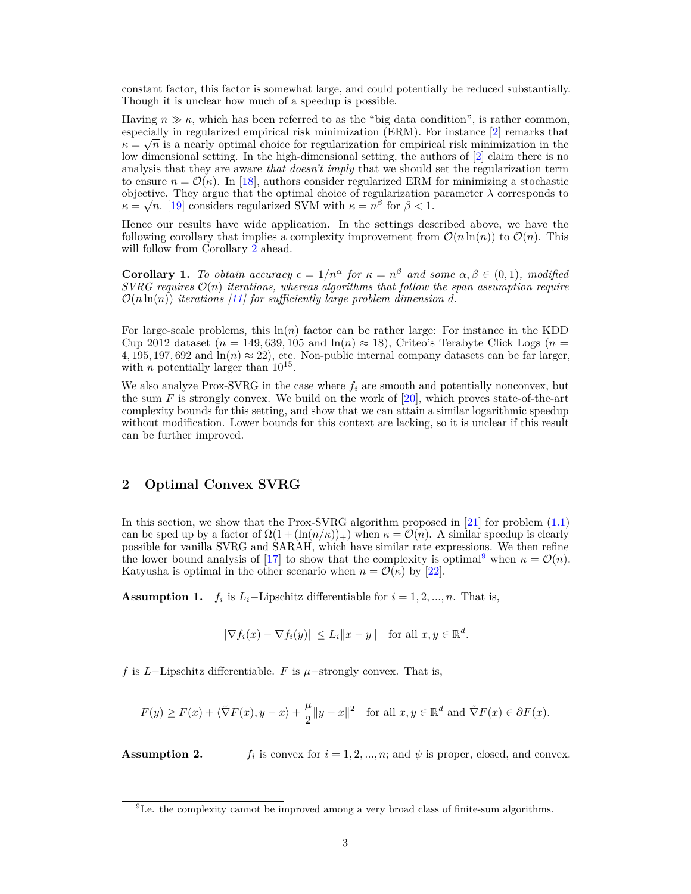constant factor, this factor is somewhat large, and could potentially be reduced substantially. Though it is unclear how much of a speedup is possible.

Having $n \gg \kappa$, which has been referred to as the "big data condition", is rather common, especially in regularized empirical risk minimization (ERM). For instance [2] remarks that $\kappa = \sqrt{n}$ is a nearly optimal choice for regularization for empirical risk minimization in the low dimensional setting. In the high-dimensional setting, the authors of [2] claim there is no analysis that they are aware *that doesn't imply* that we should set the regularization term to ensure $n = \mathcal{O}(\kappa)$. In [18], authors consider regularized ERM for minimizing a stochastic objective. They argue that the optimal choice of regularization parameter $\lambda$ corresponds to $\kappa = \sqrt{n}$. [19] considers regularized SVM with $\kappa = n^{\beta}$ for $\beta < 1$.

Hence our results have wide application. In the settings described above, we have the following corollary that implies a complexity improvement from $\mathcal{O}(n \ln(n))$ to $\mathcal{O}(n)$. This will follow from Corollary 2 ahead.

**Corollary 1.** *To obtain accuracy $\epsilon = 1/n^{\alpha}$ for $\kappa = n^{\beta}$ and some $\alpha, \beta \in (0, 1)$, modified SVRG requires $\mathcal{O}(n)$ iterations, whereas algorithms that follow the span assumption require $\mathcal{O}(n \ln(n))$ iterations [11] for sufficiently large problem dimension $d$.*

For large-scale problems, this $\ln(n)$ factor can be rather large: For instance in the KDD Cup 2012 dataset ($n = 149,639,105$ and $\ln(n) \approx 18$), Criteo's Terabyte Click Logs ($n = 4,195,197,692$ and $\ln(n) \approx 22$), etc. Non-public internal company datasets can be far larger, with $n$ potentially larger than $10^{15}$.

We also analyze Prox-SVRG in the case where $f_i$ are smooth and potentially nonconvex, but the sum $F$ is strongly convex. We build on the work of [20], which proves state-of-the-art complexity bounds for this setting, and show that we can attain a similar logarithmic speedup without modification. Lower bounds for this context are lacking, so it is unclear if this result can be further improved.

## 2 Optimal Convex SVRG

In this section, we show that the Prox-SVRG algorithm proposed in [21] for problem (1.1) can be sped up by a factor of $\Omega(1 + (\ln(n/\kappa))_+)$ when $\kappa = \mathcal{O}(n)$. A similar speedup is clearly possible for vanilla SVRG and SARAH, which have similar rate expressions. We then refine the lower bound analysis of [17] to show that the complexity is optimal[9] when $\kappa = \mathcal{O}(n)$. Katyusha is optimal in the other scenario when $n = \mathcal{O}(\kappa)$ by [22].

**Assumption 1.** $f_i$ is $L_i$−Lipschitz differentiable for $i = 1, 2, ..., n$. That is,

$$\|\nabla f_i(x) - \nabla f_i(y)\| \leq L_i \|x - y\| \quad \text{for all } x, y \in \mathbb{R}^d.$$

$f$ is $L$−Lipschitz differentiable. $F$ is $\mu$−strongly convex. That is,

$$F(y) \geq F(x) + \langle \tilde{\nabla} F(x), y - x \rangle + \frac{\mu}{2} \|y - x\|^2 \quad \text{for all } x, y \in \mathbb{R}^d \text{ and } \tilde{\nabla} F(x) \in \partial F(x).$$

**Assumption 2.** $f_i$ is convex for $i = 1, 2, ..., n$; and $\psi$ is proper, closed, and convex.

[9] I.e. the complexity cannot be improved among a very broad class of finite-sum algorithms.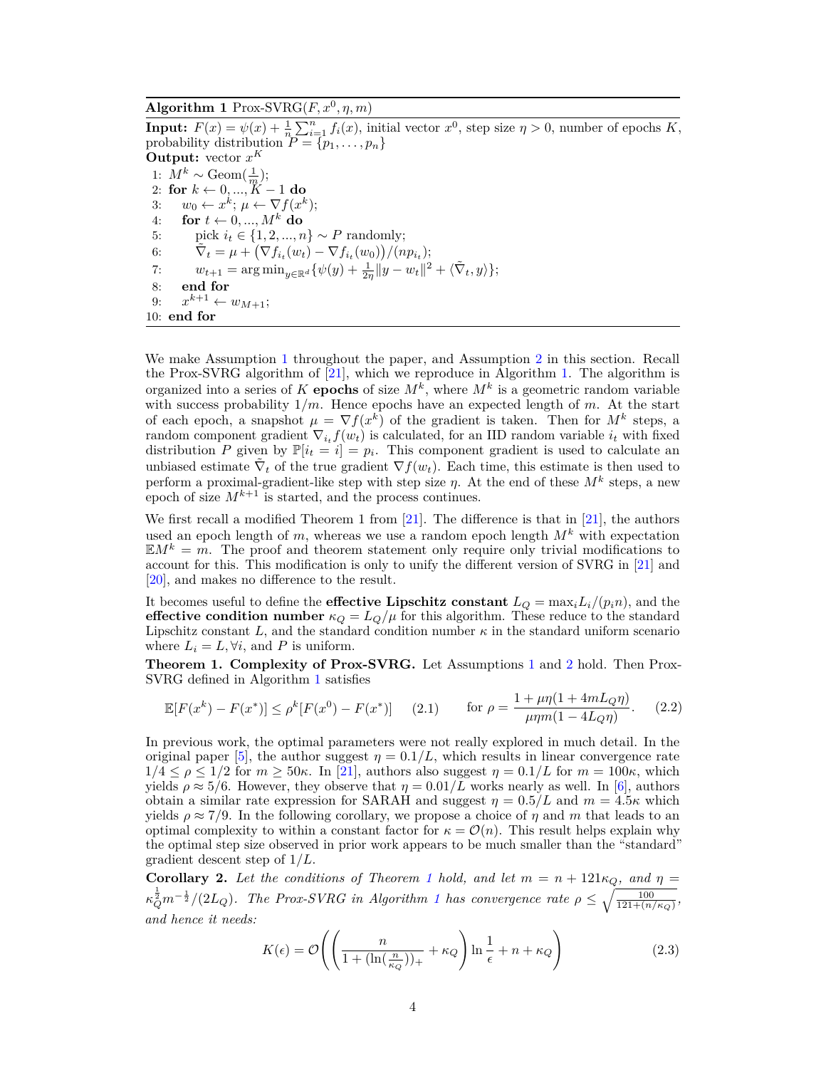**Algorithm 1** Prox-SVRG($F, x^0, \eta, m$)

**Input:** $F(x) = \psi(x) + \frac{1}{n}\sum_{i=1}^n f_i(x)$, initial vector $x^0$, step size $\eta > 0$, number of epochs $K$, probability distribution $P = \{p_1, \ldots, p_n\}$
**Output:** vector $x^K$

1: $M^k \sim \text{Geom}(\frac{1}{m})$;
2: **for** $k \leftarrow 0, ..., K-1$ **do**
3: $\quad w_0 \leftarrow x^k$; $\mu \leftarrow \nabla f(x^k)$;
4: $\quad$ **for** $t \leftarrow 0, ..., M^k$ **do**
5: $\quad\quad$ pick $i_t \in \{1, 2, ..., n\} \sim P$ randomly;
6: $\quad\quad$ $\tilde{\nabla}_t = \mu + \big(\nabla f_{i_t}(w_t) - \nabla f_{i_t}(w_0)\big)/(np_{i_t})$;
7: $\quad\quad$ $w_{t+1} = \arg\min_{y \in \mathbb{R}^d}\{\psi(y) + \frac{1}{2\eta}\|y - w_t\|^2 + \langle \tilde{\nabla}_t, y\rangle\}$;
8: $\quad$ **end for**
9: $\quad x^{k+1} \leftarrow w_{M+1}$;
10: **end for**

We make Assumption 1 throughout the paper, and Assumption 2 in this section. Recall the Prox-SVRG algorithm of [21], which we reproduce in Algorithm 1. The algorithm is organized into a series of $K$ **epochs** of size $M^k$, where $M^k$ is a geometric random variable with success probability $1/m$. Hence epochs have an expected length of $m$. At the start of each epoch, a snapshot $\mu = \nabla f(x^k)$ of the gradient is taken. Then for $M^k$ steps, a random component gradient $\nabla_{i_t} f(w_t)$ is calculated, for an IID random variable $i_t$ with fixed distribution $P$ given by $\mathbb{P}[i_t = i] = p_i$. This component gradient is used to calculate an unbiased estimate $\tilde{\nabla}_t$ of the true gradient $\nabla f(w_t)$. Each time, this estimate is then used to perform a proximal-gradient-like step with step size $\eta$. At the end of these $M^k$ steps, a new epoch of size $M^{k+1}$ is started, and the process continues.

We first recall a modified Theorem 1 from [21]. The difference is that in [21], the authors used an epoch length of $m$, whereas we use a random epoch length $M^k$ with expectation $\mathbb{E}M^k = m$. The proof and theorem statement only require only trivial modifications to account for this. This modification is only to unify the different version of SVRG in [21] and [20], and makes no difference to the result.

It becomes useful to define the **effective Lipschitz constant** $L_Q = \max_i L_i/(p_i n)$, and the **effective condition number** $\kappa_Q = L_Q/\mu$ for this algorithm. These reduce to the standard Lipschitz constant $L$, and the standard condition number $\kappa$ in the standard uniform scenario where $L_i = L, \forall i$, and $P$ is uniform.

**Theorem 1. Complexity of Prox-SVRG.** Let Assumptions 1 and 2 hold. Then Prox-SVRG defined in Algorithm 1 satisfies

$$\mathbb{E}[F(x^k) - F(x^*)] \le \rho^k [F(x^0) - F(x^*)] \quad (2.1) \qquad \text{for } \rho = \frac{1 + \mu\eta(1 + 4mL_Q\eta)}{\mu\eta m(1 - 4L_Q\eta)}. \quad (2.2)$$

In previous work, the optimal parameters were not really explored in much detail. In the original paper [5], the author suggest $\eta = 0.1/L$, which results in linear convergence rate $1/4 \le \rho \le 1/2$ for $m \ge 50\kappa$. In [21], authors also suggest $\eta = 0.1/L$ for $m = 100\kappa$, which yields $\rho \approx 5/6$. However, they observe that $\eta = 0.01/L$ works nearly as well. In [6], authors obtain a similar rate expression for SARAH and suggest $\eta = 0.5/L$ and $m = 4.5\kappa$ which yields $\rho \approx 7/9$. In the following corollary, we propose a choice of $\eta$ and $m$ that leads to an optimal complexity to within a constant factor for $\kappa = \mathcal{O}(n)$. This result helps explain why the optimal step size observed in prior work appears to be much smaller than the "standard" gradient descent step of $1/L$.

**Corollary 2.** *Let the conditions of Theorem 1 hold, and let $m = n + 121\kappa_Q$, and $\eta = \kappa_Q^{\frac{1}{2}} m^{-\frac{1}{2}}/(2L_Q)$. The Prox-SVRG in Algorithm 1 has convergence rate $\rho \le \sqrt{\frac{100}{121 + (n/\kappa_Q)}}$, and hence it needs:*

$$K(\epsilon) = \mathcal{O}\left(\left(\frac{n}{1 + (\ln(\frac{n}{\kappa_Q}))_+} + \kappa_Q\right)\ln\frac{1}{\epsilon} + n + \kappa_Q\right) \quad (2.3)$$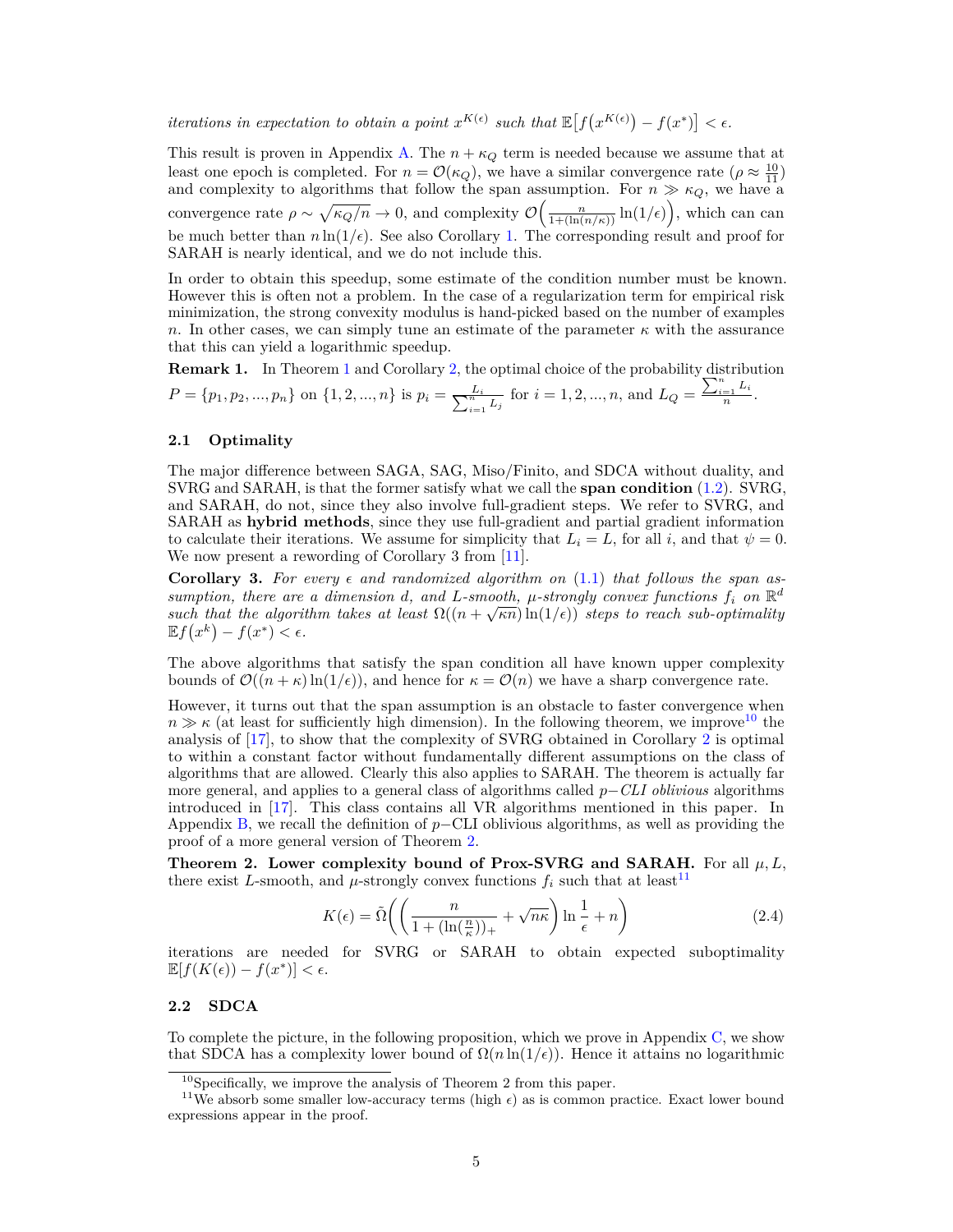*iterations in expectation to obtain a point $x^{K(\epsilon)}$ such that $\mathbb{E}\big[f\big(x^{K(\epsilon)}\big) - f(x^*)\big] < \epsilon$.*

This result is proven in Appendix A. The $n + \kappa_Q$ term is needed because we assume that at least one epoch is completed. For $n = \mathcal{O}(\kappa_Q)$, we have a similar convergence rate ($\rho \approx \frac{10}{11}$) and complexity to algorithms that follow the span assumption. For $n \gg \kappa_Q$, we have a convergence rate $\rho \sim \sqrt{\kappa_Q/n} \to 0$, and complexity $\mathcal{O}\Big(\frac{n}{1+(\ln(n/\kappa))}\ln(1/\epsilon)\Big)$, which can can be much better than $n\ln(1/\epsilon)$. See also Corollary 1. The corresponding result and proof for SARAH is nearly identical, and we do not include this.

In order to obtain this speedup, some estimate of the condition number must be known. However this is often not a problem. In the case of a regularization term for empirical risk minimization, the strong convexity modulus is hand-picked based on the number of examples $n$. In other cases, we can simply tune an estimate of the parameter $\kappa$ with the assurance that this can yield a logarithmic speedup.

**Remark 1.** In Theorem 1 and Corollary 2, the optimal choice of the probability distribution $P = \{p_1, p_2, ..., p_n\}$ on $\{1, 2, ..., n\}$ is $p_i = \frac{L_i}{\sum_{i=1}^n L_j}$ for $i = 1, 2, ..., n$, and $L_Q = \frac{\sum_{i=1}^n L_i}{n}$.

## 2.1 Optimality

The major difference between SAGA, SAG, Miso/Finito, and SDCA without duality, and SVRG and SARAH, is that the former satisfy what we call the **span condition** (1.2). SVRG, and SARAH, do not, since they also involve full-gradient steps. We refer to SVRG, and SARAH as **hybrid methods**, since they use full-gradient and partial gradient information to calculate their iterations. We assume for simplicity that $L_i = L$, for all $i$, and that $\psi = 0$. We now present a rewording of Corollary 3 from [11].

**Corollary 3.** *For every $\epsilon$ and randomized algorithm on (1.1) that follows the span assumption, there are a dimension $d$, and $L$-smooth, $\mu$-strongly convex functions $f_i$ on $\mathbb{R}^d$ such that the algorithm takes at least $\Omega((n + \sqrt{\kappa n})\ln(1/\epsilon))$ steps to reach sub-optimality $\mathbb{E}f\big(x^k\big) - f(x^*) < \epsilon$.*

The above algorithms that satisfy the span condition all have known upper complexity bounds of $\mathcal{O}((n + \kappa)\ln(1/\epsilon))$, and hence for $\kappa = \mathcal{O}(n)$ we have a sharp convergence rate.

However, it turns out that the span assumption is an obstacle to faster convergence when $n \gg \kappa$ (at least for sufficiently high dimension). In the following theorem, we improve[10] the analysis of [17], to show that the complexity of SVRG obtained in Corollary 2 is optimal to within a constant factor without fundamentally different assumptions on the class of algorithms that are allowed. Clearly this also applies to SARAH. The theorem is actually far more general, and applies to a general class of algorithms called *$p-$CLI oblivious* algorithms introduced in [17]. This class contains all VR algorithms mentioned in this paper. In Appendix B, we recall the definition of $p-$CLI oblivious algorithms, as well as providing the proof of a more general version of Theorem 2.

**Theorem 2. Lower complexity bound of Prox-SVRG and SARAH.** For all $\mu, L$, there exist $L$-smooth, and $\mu$-strongly convex functions $f_i$ such that at least[11]

$$K(\epsilon) = \tilde{\Omega}\bigg(\bigg(\frac{n}{1 + (\ln(\frac{n}{\kappa}))_+} + \sqrt{n\kappa}\bigg)\ln\frac{1}{\epsilon} + n\bigg) \tag{2.4}$$

iterations are needed for SVRG or SARAH to obtain expected suboptimality $\mathbb{E}[f(K(\epsilon)) - f(x^*)] < \epsilon$.

## 2.2 SDCA

To complete the picture, in the following proposition, which we prove in Appendix C, we show that SDCA has a complexity lower bound of $\Omega(n\ln(1/\epsilon))$. Hence it attains no logarithmic

[10] Specifically, we improve the analysis of Theorem 2 from this paper.

[11] We absorb some smaller low-accuracy terms (high $\epsilon$) as is common practice. Exact lower bound expressions appear in the proof.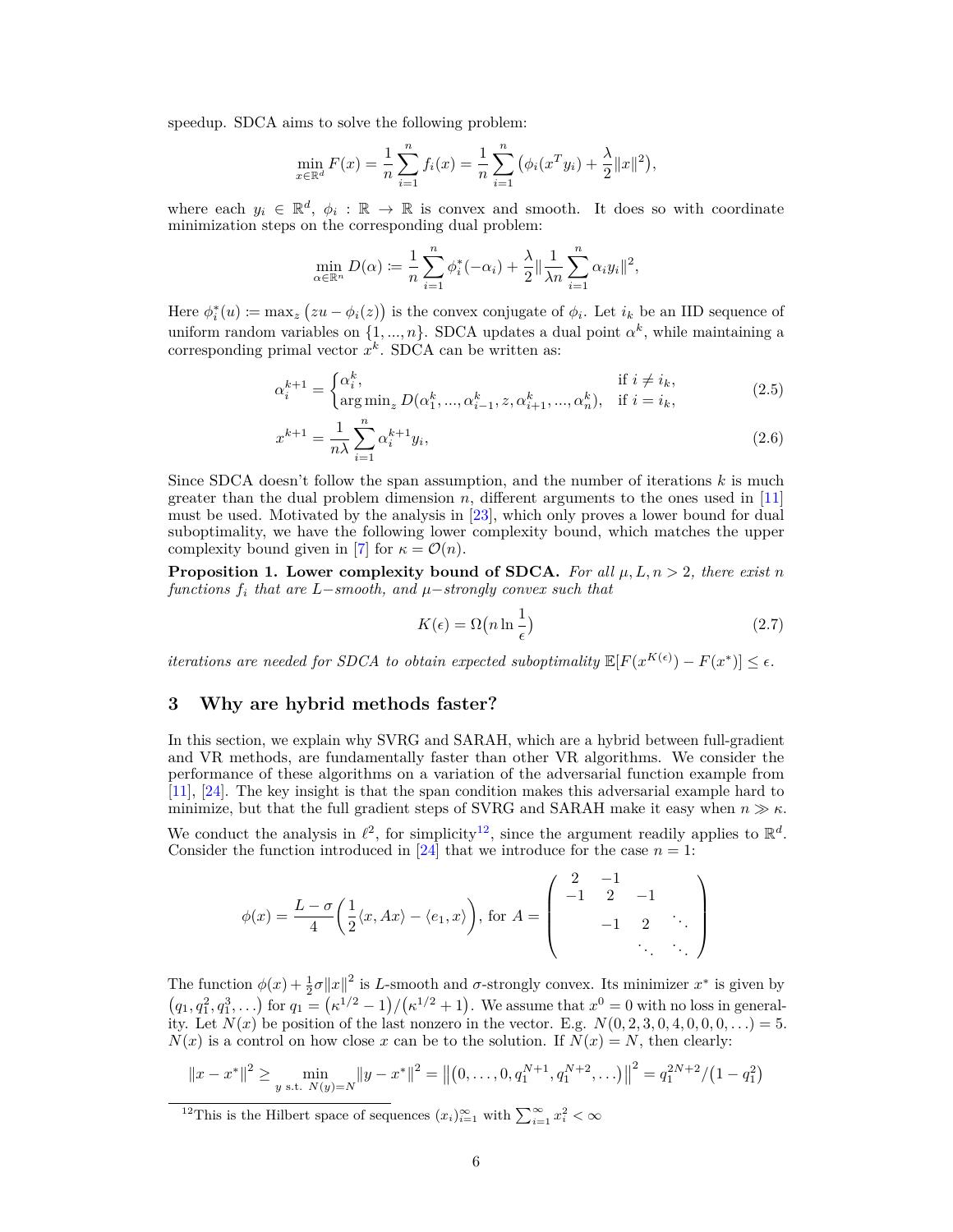speedup. SDCA aims to solve the following problem:

$$\min_{x\in\mathbb{R}^d} F(x) = \frac{1}{n}\sum_{i=1}^{n} f_i(x) = \frac{1}{n}\sum_{i=1}^{n}\big(\phi_i(x^T y_i) + \frac{\lambda}{2}\|x\|^2\big),$$

where each $y_i \in \mathbb{R}^d$, $\phi_i : \mathbb{R} \to \mathbb{R}$ is convex and smooth. It does so with coordinate minimization steps on the corresponding dual problem:

$$\min_{\alpha\in\mathbb{R}^n} D(\alpha) \coloneqq \frac{1}{n}\sum_{i=1}^{n}\phi_i^*(-\alpha_i) + \frac{\lambda}{2}\|\frac{1}{\lambda n}\sum_{i=1}^{n}\alpha_i y_i\|^2,$$

Here $\phi_i^*(u) \coloneqq \max_z \big(zu - \phi_i(z)\big)$ is the convex conjugate of $\phi_i$. Let $i_k$ be an IID sequence of uniform random variables on $\{1, ..., n\}$. SDCA updates a dual point $\alpha^k$, while maintaining a corresponding primal vector $x^k$. SDCA can be written as:

$$\alpha_i^{k+1} = \begin{cases}\alpha_i^k, & \text{if } i \neq i_k,\\ \arg\min_z D(\alpha_1^k, ..., \alpha_{i-1}^k, z, \alpha_{i+1}^k, ..., \alpha_n^k), & \text{if } i = i_k,\end{cases} \tag{2.5}$$

$$x^{k+1} = \frac{1}{n\lambda}\sum_{i=1}^{n}\alpha_i^{k+1} y_i, \tag{2.6}$$

Since SDCA doesn't follow the span assumption, and the number of iterations $k$ is much greater than the dual problem dimension $n$, different arguments to the ones used in [11] must be used. Motivated by the analysis in [23], which only proves a lower bound for dual suboptimality, we have the following lower complexity bound, which matches the upper complexity bound given in [7] for $\kappa = \mathcal{O}(n)$.

**Proposition 1. Lower complexity bound of SDCA.** *For all $\mu, L, n > 2$, there exist $n$ functions $f_i$ that are $L-$smooth, and $\mu-$strongly convex such that*

$$K(\epsilon) = \Omega\big(n \ln\frac{1}{\epsilon}\big) \tag{2.7}$$

*iterations are needed for SDCA to obtain expected suboptimality $\mathbb{E}[F(x^{K(\epsilon)}) - F(x^*)] \leq \epsilon$.*

## 3 Why are hybrid methods faster?

In this section, we explain why SVRG and SARAH, which are a hybrid between full-gradient and VR methods, are fundamentally faster than other VR algorithms. We consider the performance of these algorithms on a variation of the adversarial function example from [11], [24]. The key insight is that the span condition makes this adversarial example hard to minimize, but that the full gradient steps of SVRG and SARAH make it easy when $n \gg \kappa$.

We conduct the analysis in $\ell^2$, for simplicity[12], since the argument readily applies to $\mathbb{R}^d$. Consider the function introduced in [24] that we introduce for the case $n = 1$:

$$\phi(x) = \frac{L-\sigma}{4}\left(\frac{1}{2}\langle x, Ax\rangle - \langle e_1, x\rangle\right), \text{ for } A = \begin{pmatrix} 2 & -1 & & \\ -1 & 2 & -1 & \\ & -1 & 2 & \ddots \\ & & \ddots & \ddots \end{pmatrix}$$

The function $\phi(x) + \frac{1}{2}\sigma\|x\|^2$ is $L$-smooth and $\sigma$-strongly convex. Its minimizer $x^*$ is given by $\big(q_1, q_1^2, q_1^3, \dots\big)$ for $q_1 = \big(\kappa^{1/2} - 1\big)/\big(\kappa^{1/2} + 1\big)$. We assume that $x^0 = 0$ with no loss in generality. Let $N(x)$ be position of the last nonzero in the vector. E.g. $N(0, 2, 3, 0, 4, 0, 0, 0, \dots) = 5$. $N(x)$ is a control on how close $x$ can be to the solution. If $N(x) = N$, then clearly:

$$\|x - x^*\|^2 \geq \min_{y \text{ s.t. } N(y)=N}\|y - x^*\|^2 = \big\|\big(0, \dots, 0, q_1^{N+1}, q_1^{N+2}, \dots\big)\big\|^2 = q_1^{2N+2}/\big(1 - q_1^2\big)$$

[12] This is the Hilbert space of sequences $(x_i)_{i=1}^{\infty}$ with $\sum_{i=1}^{\infty} x_i^2 < \infty$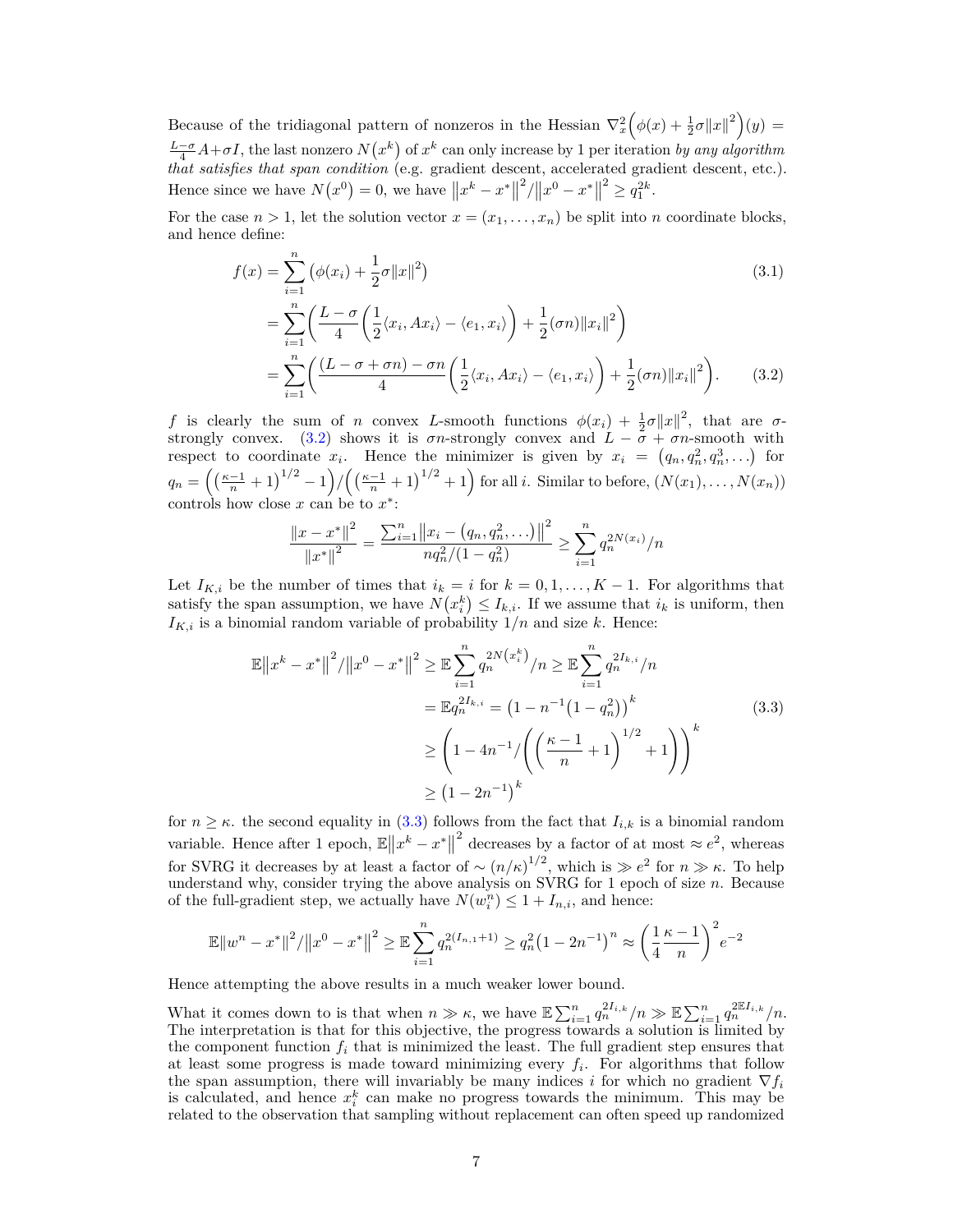Because of the tridiagonal pattern of nonzeros in the Hessian $\nabla_x^2\Big(\phi(x) + \frac{1}{2}\sigma\|x\|^2\Big)(y) = \frac{L-\sigma}{4}A + \sigma I$, the last nonzero $N\big(x^k\big)$ of $x^k$ can only increase by 1 per iteration *by any algorithm that satisfies that span condition* (e.g. gradient descent, accelerated gradient descent, etc.). Hence since we have $N\big(x^0\big) = 0$, we have $\big\|x^k - x^*\big\|^2/\big\|x^0 - x^*\big\|^2 \geq q_1^{2k}$.

For the case $n > 1$, let the solution vector $x = (x_1, \ldots, x_n)$ be split into $n$ coordinate blocks, and hence define:

$$
\begin{aligned}
f(x) &= \sum_{i=1}^n \Big(\phi(x_i) + \frac{1}{2}\sigma\|x\|^2\Big) && (3.1)\\
&= \sum_{i=1}^n \bigg(\frac{L-\sigma}{4}\Big(\frac{1}{2}\langle x_i, Ax_i\rangle - \langle e_1, x_i\rangle\Big) + \frac{1}{2}(\sigma n)\|x_i\|^2\bigg) \\
&= \sum_{i=1}^n \bigg(\frac{(L-\sigma+\sigma n) - \sigma n}{4}\Big(\frac{1}{2}\langle x_i, Ax_i\rangle - \langle e_1, x_i\rangle\Big) + \frac{1}{2}(\sigma n)\|x_i\|^2\bigg). && (3.2)
\end{aligned}
$$

$f$ is clearly the sum of $n$ convex $L$-smooth functions $\phi(x_i) + \frac{1}{2}\sigma\|x\|^2$, that are $\sigma$-strongly convex. (3.2) shows it is $\sigma n$-strongly convex and $L - \sigma + \sigma n$-smooth with respect to coordinate $x_i$. Hence the minimizer is given by $x_i = \big(q_n, q_n^2, q_n^3, \ldots\big)$ for $q_n = \Big(\big(\frac{\kappa-1}{n} + 1\big)^{1/2} - 1\Big)/\Big(\big(\frac{\kappa-1}{n} + 1\big)^{1/2} + 1\Big)$ for all $i$. Similar to before, $(N(x_1), \ldots, N(x_n))$ controls how close $x$ can be to $x^*$:

$$
\frac{\|x - x^*\|^2}{\|x^*\|^2} = \frac{\sum_{i=1}^n \big\|x_i - \big(q_n, q_n^2, \ldots\big)\big\|^2}{nq_n^2/(1-q_n^2)} \geq \sum_{i=1}^n q_n^{2N(x_i)}/n
$$

Let $I_{K,i}$ be the number of times that $i_k = i$ for $k = 0, 1, \ldots, K-1$. For algorithms that satisfy the span assumption, we have $N\big(x_i^k\big) \leq I_{k,i}$. If we assume that $i_k$ is uniform, then $I_{K,i}$ is a binomial random variable of probability $1/n$ and size $k$. Hence:

$$
\begin{aligned}
\mathbb{E}\big\|x^k - x^*\big\|^2/\big\|x^0 - x^*\big\|^2 &\geq \mathbb{E}\sum_{i=1}^n q_n^{2N\left(x_i^k\right)}/n \geq \mathbb{E}\sum_{i=1}^n q_n^{2I_{k,i}}/n \\
&= \mathbb{E}q_n^{2I_{k,i}} = \big(1 - n^{-1}\big(1 - q_n^2\big)\big)^k && (3.3)\\
&\geq \left(1 - 4n^{-1}/\left(\left(\frac{\kappa-1}{n} + 1\right)^{1/2} + 1\right)\right)^k \\
&\geq \big(1 - 2n^{-1}\big)^k
\end{aligned}
$$

for $n \geq \kappa$. the second equality in (3.3) follows from the fact that $I_{i,k}$ is a binomial random variable. Hence after 1 epoch, $\mathbb{E}\big\|x^k - x^*\big\|^2$ decreases by a factor of at most $\approx e^2$, whereas for SVRG it decreases by at least a factor of $\sim (n/\kappa)^{1/2}$, which is $\gg e^2$ for $n \gg \kappa$. To help understand why, consider trying the above analysis on SVRG for 1 epoch of size $n$. Because of the full-gradient step, we actually have $N(w_i^n) \leq 1 + I_{n,i}$, and hence:

$$
\mathbb{E}\|w^n - x^*\|^2/\big\|x^0 - x^*\big\|^2 \geq \mathbb{E}\sum_{i=1}^n q_n^{2(I_{n,1}+1)} \geq q_n^2\big(1 - 2n^{-1}\big)^n \approx \left(\frac{1}{4}\frac{\kappa-1}{n}\right)^2 e^{-2}
$$

Hence attempting the above results in a much weaker lower bound.

What it comes down to is that when $n \gg \kappa$, we have $\mathbb{E}\sum_{i=1}^n q_n^{2I_{i,k}}/n \gg \mathbb{E}\sum_{i=1}^n q_n^{2\mathbb{E}I_{i,k}}/n$. The interpretation is that for this objective, the progress towards a solution is limited by the component function $f_i$ that is minimized the least. The full gradient step ensures that at least some progress is made toward minimizing every $f_i$. For algorithms that follow the span assumption, there will invariably be many indices $i$ for which no gradient $\nabla f_i$ is calculated, and hence $x_i^k$ can make no progress towards the minimum. This may be related to the observation that sampling without replacement can often speed up randomized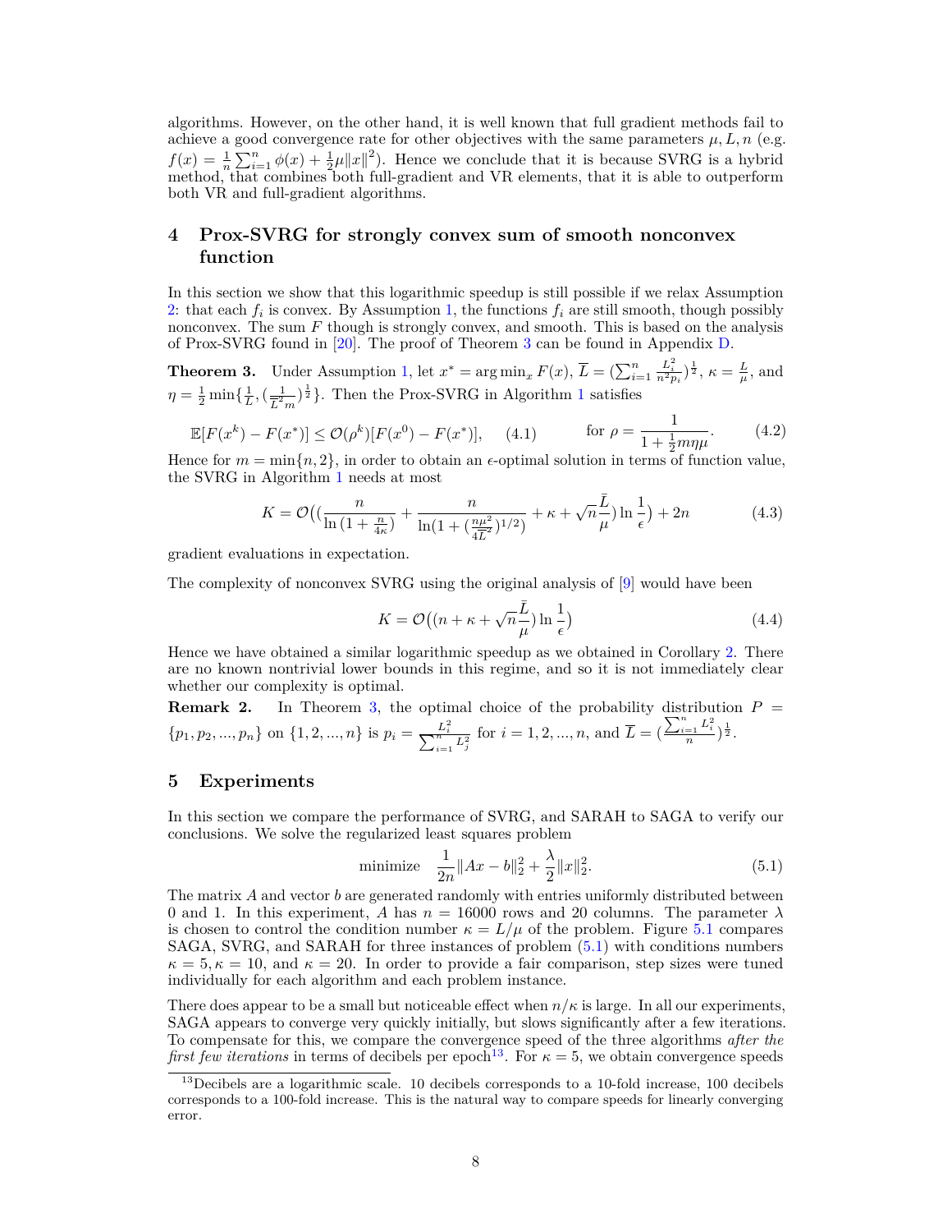algorithms. However, on the other hand, it is well known that full gradient methods fail to achieve a good convergence rate for other objectives with the same parameters $\mu, L, n$ (e.g. $f(x) = \frac{1}{n}\sum_{i=1}^n \phi(x) + \frac{1}{2}\mu\|x\|^2$). Hence we conclude that it is because SVRG is a hybrid method, that combines both full-gradient and VR elements, that it is able to outperform both VR and full-gradient algorithms.

## 4 Prox-SVRG for strongly convex sum of smooth nonconvex function

In this section we show that this logarithmic speedup is still possible if we relax Assumption 2: that each $f_i$ is convex. By Assumption 1, the functions $f_i$ are still smooth, though possibly nonconvex. The sum $F$ though is strongly convex, and smooth. This is based on the analysis of Prox-SVRG found in [20]. The proof of Theorem 3 can be found in Appendix D.

**Theorem 3.** Under Assumption 1, let $x^* = \arg\min_x F(x)$, $\overline{L} = (\sum_{i=1}^n \frac{L_i^2}{n^2 p_i})^{\frac{1}{2}}$, $\kappa = \frac{L}{\mu}$, and $\eta = \frac{1}{2}\min\{\frac{1}{L}, (\frac{1}{\overline{L}^2 m})^{\frac{1}{2}}\}$. Then the Prox-SVRG in Algorithm 1 satisfies

$$\mathbb{E}[F(x^k) - F(x^*)] \le \mathcal{O}(\rho^k)[F(x^0) - F(x^*)], \quad (4.1) \qquad \text{for } \rho = \frac{1}{1 + \frac{1}{2}m\eta\mu}. \quad (4.2)$$

Hence for $m = \min\{n, 2\}$, in order to obtain an $\epsilon$-optimal solution in terms of function value, the SVRG in Algorithm 1 needs at most

$$K = \mathcal{O}\big((\frac{n}{\ln(1 + \frac{n}{4\kappa})} + \frac{n}{\ln(1 + (\frac{n\mu^2}{4\overline{L}^2})^{1/2})} + \kappa + \sqrt{n}\frac{\bar{L}}{\mu})\ln\frac{1}{\epsilon}\big) + 2n \quad (4.3)$$

gradient evaluations in expectation.

The complexity of nonconvex SVRG using the original analysis of [9] would have been

$$K = \mathcal{O}\big((n + \kappa + \sqrt{n}\frac{\bar{L}}{\mu})\ln\frac{1}{\epsilon}\big) \quad (4.4)$$

Hence we have obtained a similar logarithmic speedup as we obtained in Corollary 2. There are no known nontrivial lower bounds in this regime, and so it is not immediately clear whether our complexity is optimal.

**Remark 2.** In Theorem 3, the optimal choice of the probability distribution $P = \{p_1, p_2, ..., p_n\}$ on $\{1, 2, ..., n\}$ is $p_i = \frac{L_i^2}{\sum_{i=1}^n L_j^2}$ for $i = 1, 2, ..., n$, and $\overline{L} = (\frac{\sum_{i=1}^n L_i^2}{n})^{\frac{1}{2}}$.

## 5 Experiments

In this section we compare the performance of SVRG, and SARAH to SAGA to verify our conclusions. We solve the regularized least squares problem

$$\text{minimize} \quad \frac{1}{2n}\|Ax - b\|_2^2 + \frac{\lambda}{2}\|x\|_2^2. \quad (5.1)$$

The matrix $A$ and vector $b$ are generated randomly with entries uniformly distributed between 0 and 1. In this experiment, $A$ has $n = 16000$ rows and 20 columns. The parameter $\lambda$ is chosen to control the condition number $\kappa = L/\mu$ of the problem. Figure 5.1 compares SAGA, SVRG, and SARAH for three instances of problem (5.1) with conditions numbers $\kappa = 5, \kappa = 10$, and $\kappa = 20$. In order to provide a fair comparison, step sizes were tuned individually for each algorithm and each problem instance.

There does appear to be a small but noticeable effect when $n/\kappa$ is large. In all our experiments, SAGA appears to converge very quickly initially, but slows significantly after a few iterations. To compensate for this, we compare the convergence speed of the three algorithms *after the first few iterations* in terms of decibels per epoch[13]. For $\kappa = 5$, we obtain convergence speeds

[13] Decibels are a logarithmic scale. 10 decibels corresponds to a 10-fold increase, 100 decibels corresponds to a 100-fold increase. This is the natural way to compare speeds for linearly converging error.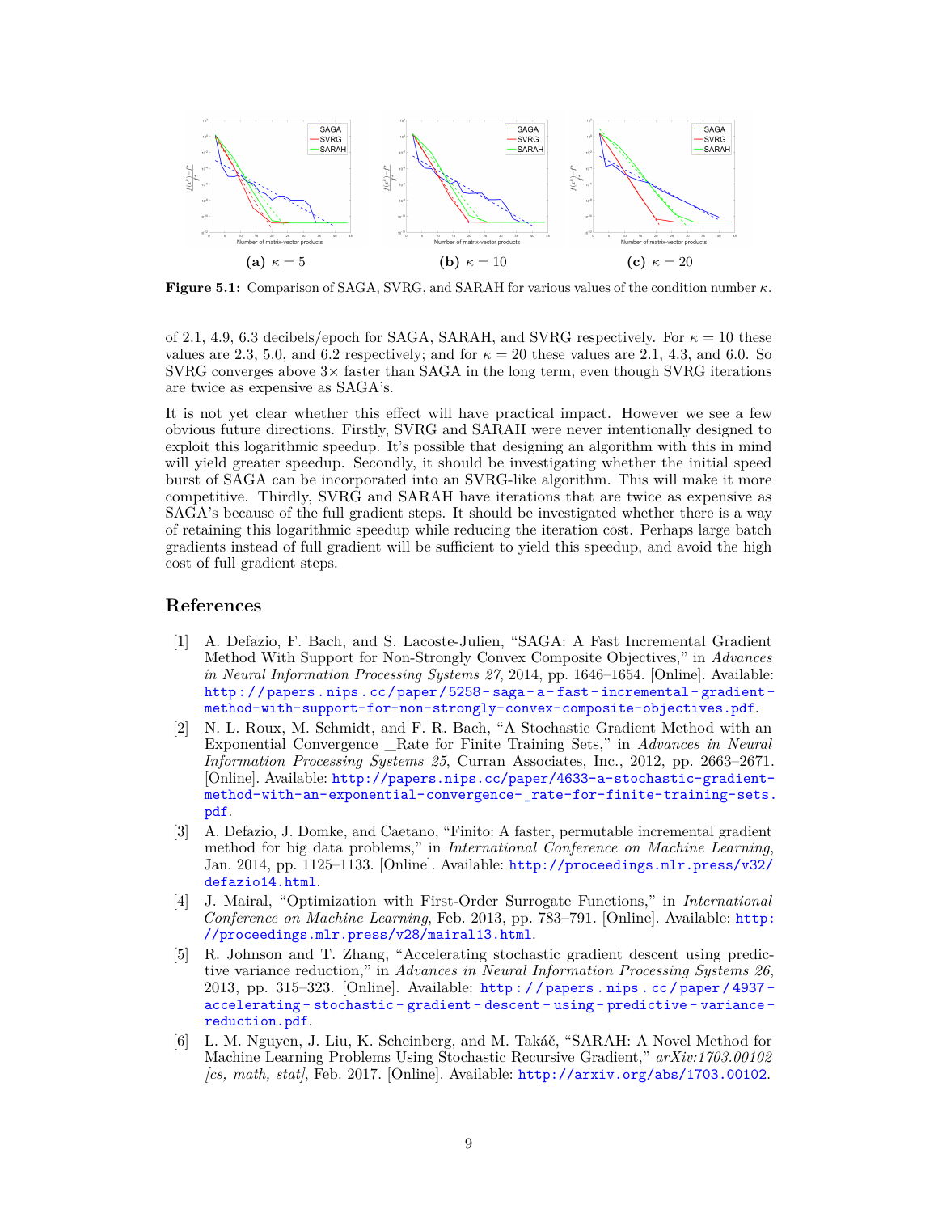**(a)** $\kappa = 5$

**(b)** $\kappa = 10$

**(c)** $\kappa = 20$

**Figure 5.1:** Comparison of SAGA, SVRG, and SARAH for various values of the condition number $\kappa$.

of 2.1, 4.9, 6.3 decibels/epoch for SAGA, SARAH, and SVRG respectively. For $\kappa = 10$ these values are 2.3, 5.0, and 6.2 respectively; and for $\kappa = 20$ these values are 2.1, 4.3, and 6.0. So SVRG converges above 3× faster than SAGA in the long term, even though SVRG iterations are twice as expensive as SAGA's.

It is not yet clear whether this effect will have practical impact. However we see a few obvious future directions. Firstly, SVRG and SARAH were never intentionally designed to exploit this logarithmic speedup. It's possible that designing an algorithm with this in mind will yield greater speedup. Secondly, it should be investigating whether the initial speed burst of SAGA can be incorporated into an SVRG-like algorithm. This will make it more competitive. Thirdly, SVRG and SARAH have iterations that are twice as expensive as SAGA's because of the full gradient steps. It should be investigated whether there is a way of retaining this logarithmic speedup while reducing the iteration cost. Perhaps large batch gradients instead of full gradient will be sufficient to yield this speedup, and avoid the high cost of full gradient steps.

## References

[1] A. Defazio, F. Bach, and S. Lacoste-Julien, "SAGA: A Fast Incremental Gradient Method With Support for Non-Strongly Convex Composite Objectives," in *Advances in Neural Information Processing Systems 27*, 2014, pp. 1646–1654. [Online]. Available: http://papers.nips.cc/paper/5258-saga-a-fast-incremental-gradient-method-with-support-for-non-strongly-convex-composite-objectives.pdf.

[2] N. L. Roux, M. Schmidt, and F. R. Bach, "A Stochastic Gradient Method with an Exponential Convergence _Rate for Finite Training Sets," in *Advances in Neural Information Processing Systems 25*, Curran Associates, Inc., 2012, pp. 2663–2671. [Online]. Available: http://papers.nips.cc/paper/4633-a-stochastic-gradient-method-with-an-exponential-convergence-_rate-for-finite-training-sets.pdf.

[3] A. Defazio, J. Domke, and Caetano, "Finito: A faster, permutable incremental gradient method for big data problems," in *International Conference on Machine Learning*, Jan. 2014, pp. 1125–1133. [Online]. Available: http://proceedings.mlr.press/v32/defazio14.html.

[4] J. Mairal, "Optimization with First-Order Surrogate Functions," in *International Conference on Machine Learning*, Feb. 2013, pp. 783–791. [Online]. Available: http://proceedings.mlr.press/v28/mairal13.html.

[5] R. Johnson and T. Zhang, "Accelerating stochastic gradient descent using predictive variance reduction," in *Advances in Neural Information Processing Systems 26*, 2013, pp. 315–323. [Online]. Available: http://papers.nips.cc/paper/4937-accelerating-stochastic-gradient-descent-using-predictive-variance-reduction.pdf.

[6] L. M. Nguyen, J. Liu, K. Scheinberg, and M. Takáč, "SARAH: A Novel Method for Machine Learning Problems Using Stochastic Recursive Gradient," *arXiv:1703.00102 [cs, math, stat]*, Feb. 2017. [Online]. Available: http://arxiv.org/abs/1703.00102.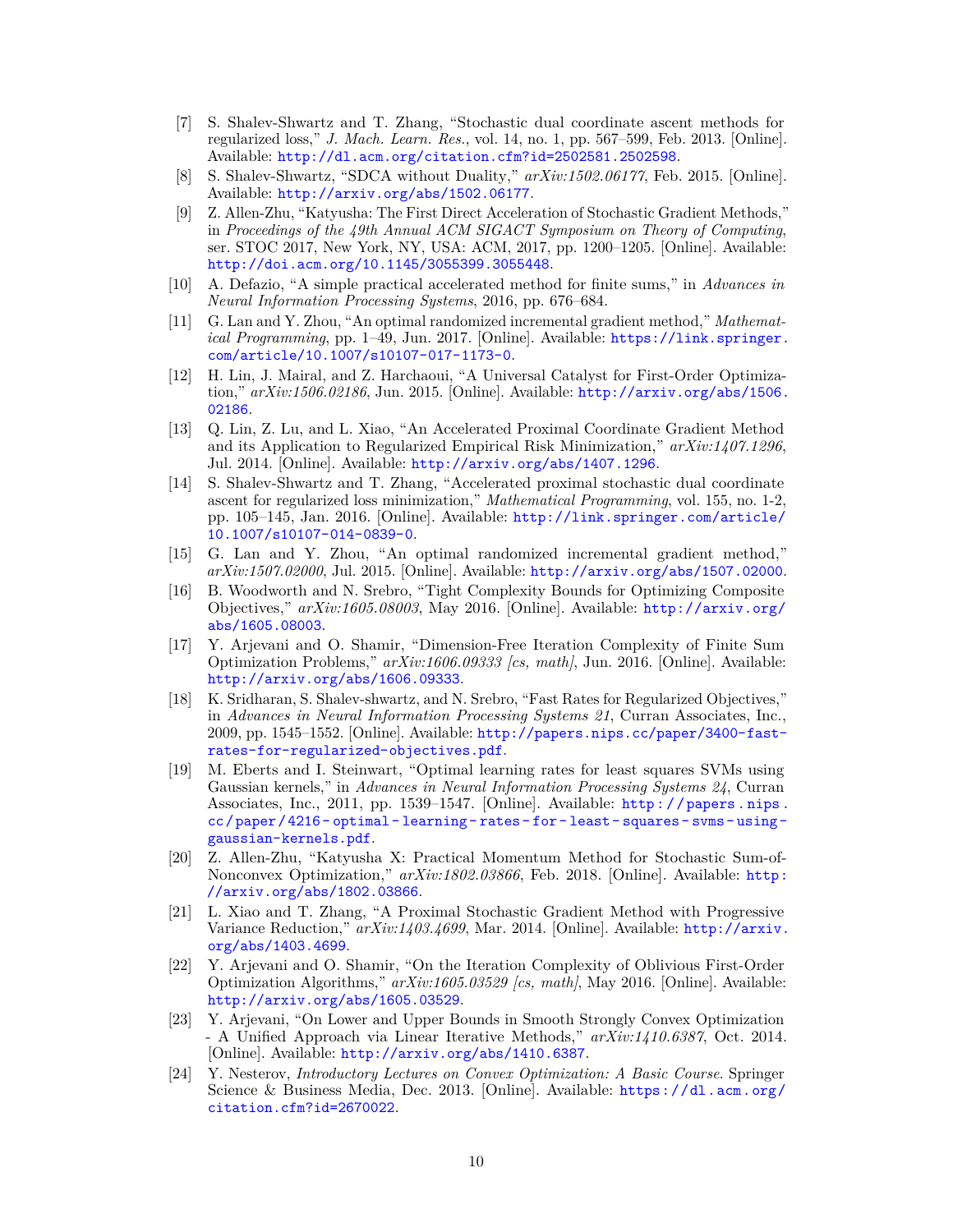[7] S. Shalev-Shwartz and T. Zhang, "Stochastic dual coordinate ascent methods for regularized loss," *J. Mach. Learn. Res.*, vol. 14, no. 1, pp. 567–599, Feb. 2013. [Online]. Available: http://dl.acm.org/citation.cfm?id=2502581.2502598.

[8] S. Shalev-Shwartz, "SDCA without Duality," *arXiv:1502.06177*, Feb. 2015. [Online]. Available: http://arxiv.org/abs/1502.06177.

[9] Z. Allen-Zhu, "Katyusha: The First Direct Acceleration of Stochastic Gradient Methods," in *Proceedings of the 49th Annual ACM SIGACT Symposium on Theory of Computing*, ser. STOC 2017, New York, NY, USA: ACM, 2017, pp. 1200–1205. [Online]. Available: http://doi.acm.org/10.1145/3055399.3055448.

[10] A. Defazio, "A simple practical accelerated method for finite sums," in *Advances in Neural Information Processing Systems*, 2016, pp. 676–684.

[11] G. Lan and Y. Zhou, "An optimal randomized incremental gradient method," *Mathematical Programming*, pp. 1–49, Jun. 2017. [Online]. Available: https://link.springer.com/article/10.1007/s10107-017-1173-0.

[12] H. Lin, J. Mairal, and Z. Harchaoui, "A Universal Catalyst for First-Order Optimization," *arXiv:1506.02186*, Jun. 2015. [Online]. Available: http://arxiv.org/abs/1506.02186.

[13] Q. Lin, Z. Lu, and L. Xiao, "An Accelerated Proximal Coordinate Gradient Method and its Application to Regularized Empirical Risk Minimization," *arXiv:1407.1296*, Jul. 2014. [Online]. Available: http://arxiv.org/abs/1407.1296.

[14] S. Shalev-Shwartz and T. Zhang, "Accelerated proximal stochastic dual coordinate ascent for regularized loss minimization," *Mathematical Programming*, vol. 155, no. 1-2, pp. 105–145, Jan. 2016. [Online]. Available: http://link.springer.com/article/10.1007/s10107-014-0839-0.

[15] G. Lan and Y. Zhou, "An optimal randomized incremental gradient method," *arXiv:1507.02000*, Jul. 2015. [Online]. Available: http://arxiv.org/abs/1507.02000.

[16] B. Woodworth and N. Srebro, "Tight Complexity Bounds for Optimizing Composite Objectives," *arXiv:1605.08003*, May 2016. [Online]. Available: http://arxiv.org/abs/1605.08003.

[17] Y. Arjevani and O. Shamir, "Dimension-Free Iteration Complexity of Finite Sum Optimization Problems," *arXiv:1606.09333 [cs, math]*, Jun. 2016. [Online]. Available: http://arxiv.org/abs/1606.09333.

[18] K. Sridharan, S. Shalev-shwartz, and N. Srebro, "Fast Rates for Regularized Objectives," in *Advances in Neural Information Processing Systems 21*, Curran Associates, Inc., 2009, pp. 1545–1552. [Online]. Available: http://papers.nips.cc/paper/3400-fast-rates-for-regularized-objectives.pdf.

[19] M. Eberts and I. Steinwart, "Optimal learning rates for least squares SVMs using Gaussian kernels," in *Advances in Neural Information Processing Systems 24*, Curran Associates, Inc., 2011, pp. 1539–1547. [Online]. Available: http://papers.nips.cc/paper/4216-optimal-learning-rates-for-least-squares-svms-using-gaussian-kernels.pdf.

[20] Z. Allen-Zhu, "Katyusha X: Practical Momentum Method for Stochastic Sum-of-Nonconvex Optimization," *arXiv:1802.03866*, Feb. 2018. [Online]. Available: http://arxiv.org/abs/1802.03866.

[21] L. Xiao and T. Zhang, "A Proximal Stochastic Gradient Method with Progressive Variance Reduction," *arXiv:1403.4699*, Mar. 2014. [Online]. Available: http://arxiv.org/abs/1403.4699.

[22] Y. Arjevani and O. Shamir, "On the Iteration Complexity of Oblivious First-Order Optimization Algorithms," *arXiv:1605.03529 [cs, math]*, May 2016. [Online]. Available: http://arxiv.org/abs/1605.03529.

[23] Y. Arjevani, "On Lower and Upper Bounds in Smooth Strongly Convex Optimization - A Unified Approach via Linear Iterative Methods," *arXiv:1410.6387*, Oct. 2014. [Online]. Available: http://arxiv.org/abs/1410.6387.

[24] Y. Nesterov, *Introductory Lectures on Convex Optimization: A Basic Course*. Springer Science & Business Media, Dec. 2013. [Online]. Available: https://dl.acm.org/citation.cfm?id=2670022.